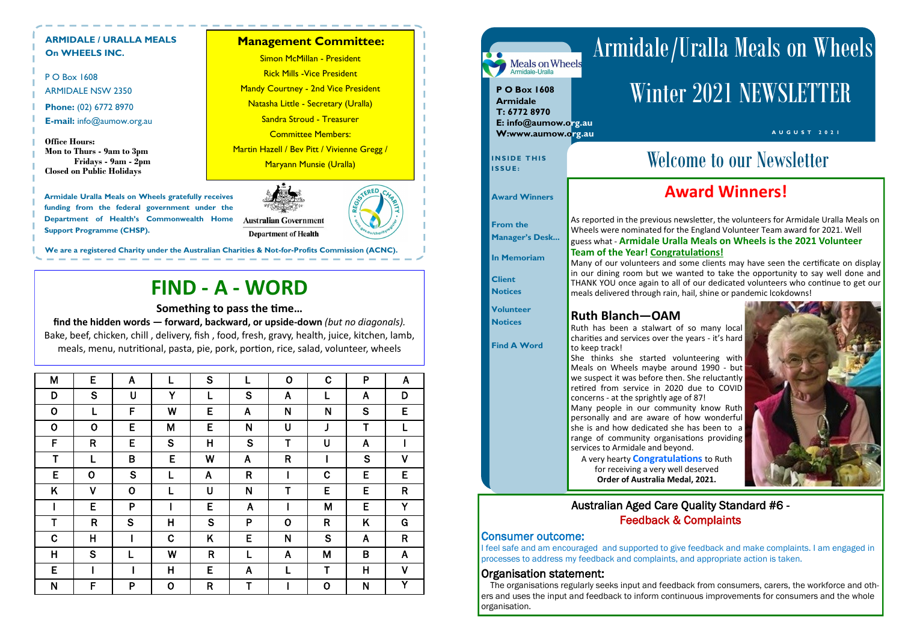**ARMIDALE / URALLA MEALS On WHEELS INC.**

P O Box 1608
ARMIDALE NSW 2350

**Phone:** (02) 6772 8970
**E-mail:** info@aumow.org.au

**Office Hours:**
**Mon to Thurs - 9am to 3pm**
**Fridays - 9am - 2pm**
**Closed on Public Holidays**

### Management Committee:

Simon McMillan - President
Rick Mills -Vice President
Mandy Courtney - 2nd Vice President
Natasha Little - Secretary (Uralla)
Sandra Stroud - Treasurer
Committee Members:
Martin Hazell / Bev Pitt / Vivienne Gregg / Maryann Munsie (Uralla)

**Armidale Uralla Meals on Wheels gratefully receives funding from the federal government under the Department of Health's Commonwealth Home Support Programme (CHSP).**

Australian Government
Department of Health

**We are a registered Charity under the Australian Charities & Not-for-Profits Commission (ACNC).**

# FIND - A - WORD

**Something to pass the time…**

**find the hidden words — forward, backward, or upside-down** *(but no diagonals).*
Bake, beef, chicken, chill , delivery, fish , food, fresh, gravy, health, juice, kitchen, lamb, meals, menu, nutritional, pasta, pie, pork, portion, rice, salad, volunteer, wheels

| M | E | A | L | S | L | O | C | P | A |
|---|---|---|---|---|---|---|---|---|---|
| D | S | U | Y | L | S | A | L | A | D |
| O | L | F | W | E | A | N | N | S | E |
| O | O | E | M | E | N | U | J | T | L |
| F | R | E | S | H | S | T | U | A | I |
| T | L | B | E | W | A | R | I | S | V |
| E | O | S | L | A | R | I | C | E | E |
| K | V | O | L | U | N | T | E | E | R |
| I | E | P | I | E | A | I | M | E | Y |
| T | R | S | H | S | P | O | R | K | G |
| C | H | I | C | K | E | N | S | A | R |
| H | S | L | W | R | L | A | M | B | A |
| E | I | I | H | E | A | L | T | H | V |
| N | F | P | O | R | T | I | O | N | Y |

# Armidale/Uralla Meals on Wheels

# Winter 2021 NEWSLETTER

AUGUST 2021

Meals on Wheels Armidale-Uralla

**P O Box 1608**
**Armidale**
**T: 6772 8970**
**E: info@aumow.org.au**
**W:www.aumow.org.au**

**INSIDE THIS ISSUE:**

- Award Winners
- From the Manager's Desk…
- In Memoriam
- Client Notices
- Volunteer Notices
- Find A Word

## Welcome to our Newsletter

## Award Winners!

As reported in the previous newsletter, the volunteers for Armidale Uralla Meals on Wheels were nominated for the England Volunteer Team award for 2021. Well guess what - **Armidale Uralla Meals on Wheels is the 2021 Volunteer Team of the Year! Congratulations!**

Many of our volunteers and some clients may have seen the certificate on display in our dining room but we wanted to take the opportunity to say well done and THANK YOU once again to all of our dedicated volunteers who continue to get our meals delivered through rain, hail, shine or pandemic lcokdowns!

## Ruth Blanch—OAM

Ruth has been a stalwart of so many local charities and services over the years - it's hard to keep track!

She thinks she started volunteering with Meals on Wheels maybe around 1990 - but we suspect it was before then. She reluctantly retired from service in 2020 due to COVID concerns - at the sprightly age of 87!

Many people in our community know Ruth personally and are aware of how wonderful she is and how dedicated she has been to a range of community organisations providing services to Armidale and beyond.

A very hearty **Congratulations** to Ruth for receiving a very well deserved **Order of Australia Medal, 2021.**

### Australian Aged Care Quality Standard #6 - Feedback & Complaints

#### Consumer outcome:

I feel safe and am encouraged and supported to give feedback and make complaints. I am engaged in processes to address my feedback and complaints, and appropriate action is taken.

#### Organisation statement:

The organisations regularly seeks input and feedback from consumers, carers, the workforce and others and uses the input and feedback to inform continuous improvements for consumers and the whole organisation.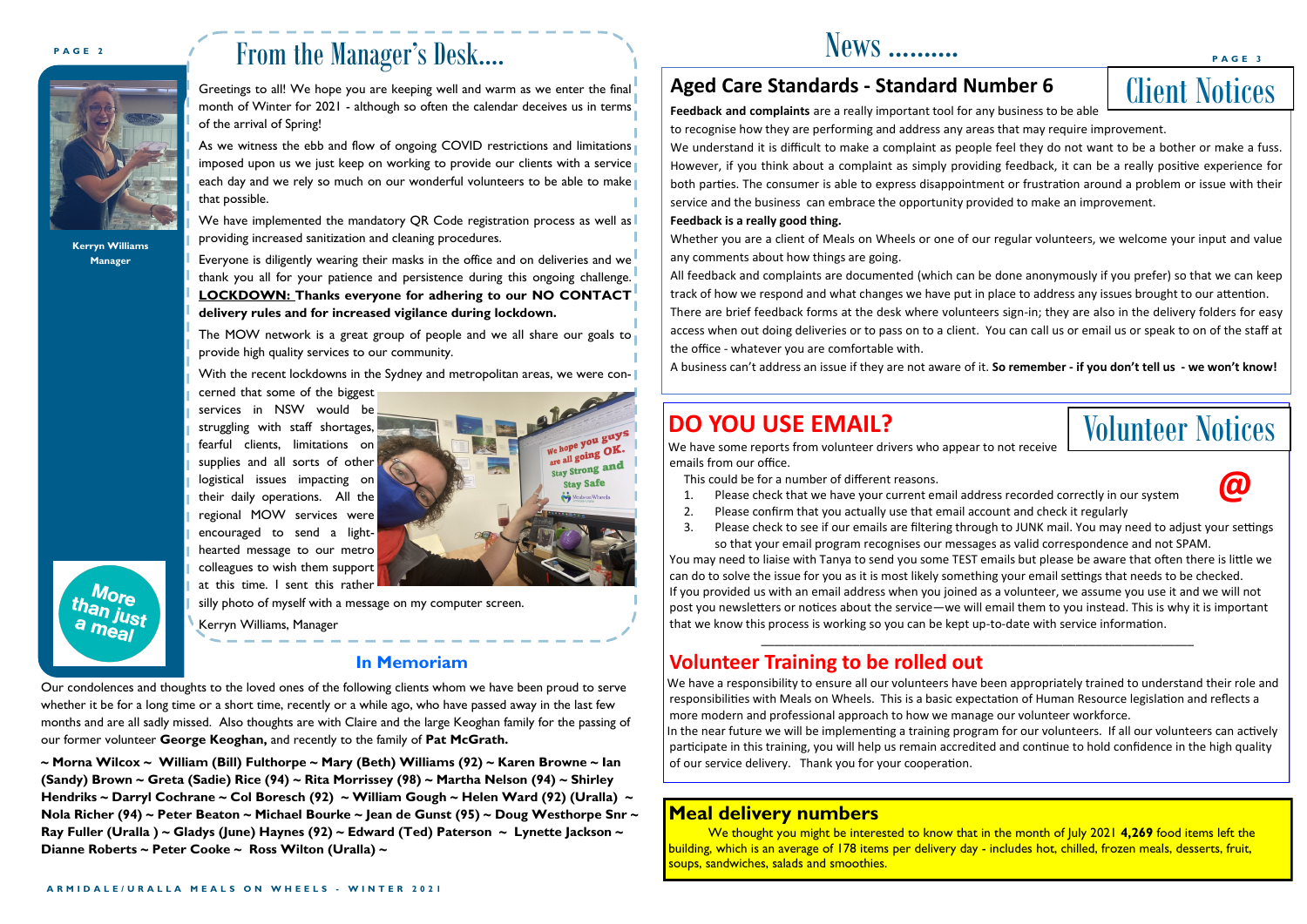## From the Manager's Desk....

Kerryn Williams
Manager

Greetings to all! We hope you are keeping well and warm as we enter the final month of Winter for 2021 - although so often the calendar deceives us in terms of the arrival of Spring!

As we witness the ebb and flow of ongoing COVID restrictions and limitations imposed upon us we just keep on working to provide our clients with a service each day and we rely so much on our wonderful volunteers to be able to make that possible.

We have implemented the mandatory QR Code registration process as well as providing increased sanitization and cleaning procedures.

Everyone is diligently wearing their masks in the office and on deliveries and we thank you all for your patience and persistence during this ongoing challenge. **LOCKDOWN: Thanks everyone for adhering to our NO CONTACT delivery rules and for increased vigilance during lockdown.**

The MOW network is a great group of people and we all share our goals to provide high quality services to our community.

With the recent lockdowns in the Sydney and metropolitan areas, we were concerned that some of the biggest services in NSW would be struggling with staff shortages, fearful clients, limitations on supplies and all sorts of other logistical issues impacting on their daily operations. All the regional MOW services were encouraged to send a light-hearted message to our metro colleagues to wish them support at this time. I sent this rather silly photo of myself with a message on my computer screen.

Kerryn Williams, Manager

More than just a meal

### In Memoriam

Our condolences and thoughts to the loved ones of the following clients whom we have been proud to serve whether it be for a long time or a short time, recently or a while ago, who have passed away in the last few months and are all sadly missed. Also thoughts are with Claire and the large Keoghan family for the passing of our former volunteer **George Keoghan,** and recently to the family of **Pat McGrath.**

**~ Morna Wilcox ~ William (Bill) Fulthorpe ~ Mary (Beth) Williams (92) ~ Karen Browne ~ Ian (Sandy) Brown ~ Greta (Sadie) Rice (94) ~ Rita Morrissey (98) ~ Martha Nelson (94) ~ Shirley Hendriks ~ Darryl Cochrane ~ Col Boresch (92) ~ William Gough ~ Helen Ward (92) (Uralla) ~ Nola Richer (94) ~ Peter Beaton ~ Michael Bourke ~ Jean de Gunst (95) ~ Doug Westhorpe Snr ~ Ray Fuller (Uralla ) ~ Gladys (June) Haynes (92) ~ Edward (Ted) Paterson ~ Lynette Jackson ~ Dianne Roberts ~ Peter Cooke ~ Ross Wilton (Uralla) ~**

## News ..........

## Client Notices

### Aged Care Standards - Standard Number 6

**Feedback and complaints** are a really important tool for any business to be able to recognise how they are performing and address any areas that may require improvement.

We understand it is difficult to make a complaint as people feel they do not want to be a bother or make a fuss. However, if you think about a complaint as simply providing feedback, it can be a really positive experience for both parties. The consumer is able to express disappointment or frustration around a problem or issue with their service and the business can embrace the opportunity provided to make an improvement.

**Feedback is a really good thing.**

Whether you are a client of Meals on Wheels or one of our regular volunteers, we welcome your input and value any comments about how things are going.

All feedback and complaints are documented (which can be done anonymously if you prefer) so that we can keep track of how we respond and what changes we have put in place to address any issues brought to our attention.

There are brief feedback forms at the desk where volunteers sign-in; they are also in the delivery folders for easy access when out doing deliveries or to pass on to a client. You can call us or email us or speak to on of the staff at the office - whatever you are comfortable with.

A business can't address an issue if they are not aware of it. **So remember - if you don't tell us - we won't know!**

## Volunteer Notices

### DO YOU USE EMAIL?

We have some reports from volunteer drivers who appear to not receive emails from our office.

This could be for a number of different reasons.

1. Please check that we have your current email address recorded correctly in our system
2. Please confirm that you actually use that email account and check it regularly
3. Please check to see if our emails are filtering through to JUNK mail. You may need to adjust your settings so that your email program recognises our messages as valid correspondence and not SPAM.

You may need to liaise with Tanya to send you some TEST emails but please be aware that often there is little we can do to solve the issue for you as it is most likely something your email settings that needs to be checked.

If you provided us with an email address when you joined as a volunteer, we assume you use it and we will not post you newsletters or notices about the service—we will email them to you instead. This is why it is important that we know this process is working so you can be kept up-to-date with service information.

### Volunteer Training to be rolled out

We have a responsibility to ensure all our volunteers have been appropriately trained to understand their role and responsibilities with Meals on Wheels. This is a basic expectation of Human Resource legislation and reflects a more modern and professional approach to how we manage our volunteer workforce.

In the near future we will be implementing a training program for our volunteers. If all our volunteers can actively participate in this training, you will help us remain accredited and continue to hold confidence in the high quality of our service delivery. Thank you for your cooperation.

### Meal delivery numbers

We thought you might be interested to know that in the month of July 2021 **4,269** food items left the building, which is an average of 178 items per delivery day - includes hot, chilled, frozen meals, desserts, fruit, soups, sandwiches, salads and smoothies.